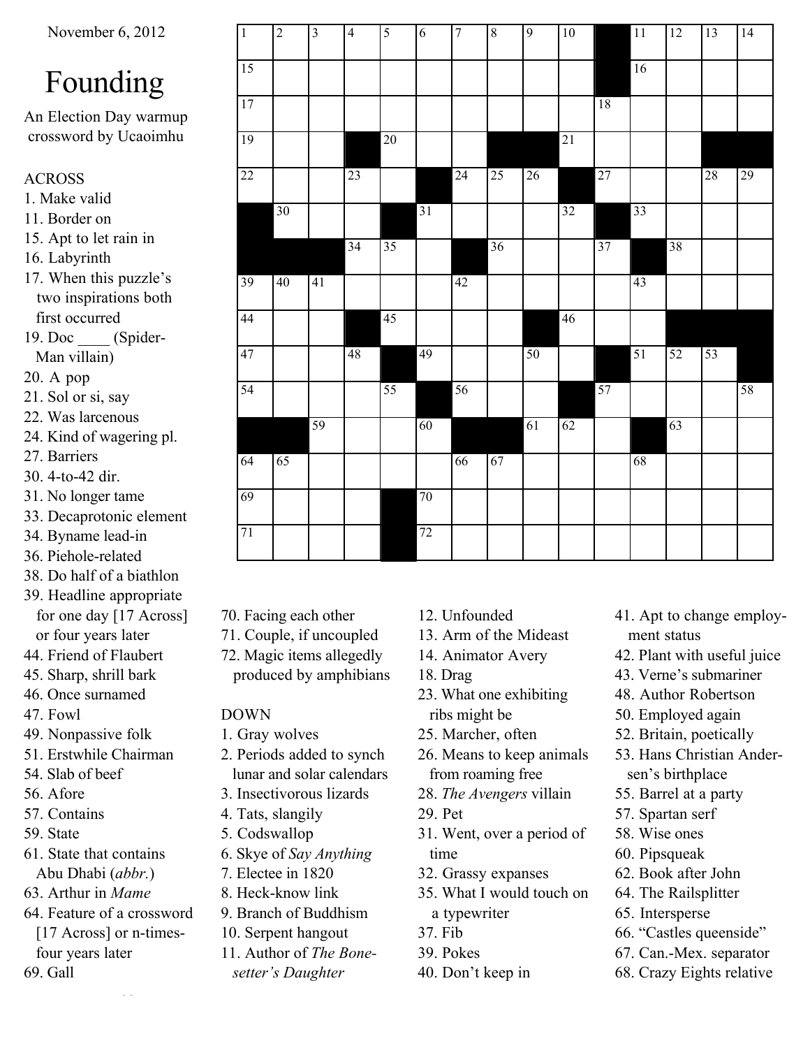November 6, 2012

# Founding

An Election Day warmup crossword by Ucaoimhu

## ACROSS

1. Make valid
11. Border on
15. Apt to let rain in
16. Labyrinth
17. When this puzzle's two inspirations both first occurred
19. Doc ____ (Spider-Man villain)
20. A pop
21. Sol or si, say
22. Was larcenous
24. Kind of wagering pl.
27. Barriers
30. 4-to-42 dir.
31. No longer tame
33. Decaprotonic element
34. Byname lead-in
36. Piehole-related
38. Do half of a biathlon
39. Headline appropriate for one day [17 Across] or four years later
44. Friend of Flaubert
45. Sharp, shrill bark
46. Once surnamed
47. Fowl
49. Nonpassive folk
51. Erstwhile Chairman
54. Slab of beef
56. Afore
57. Contains
59. State
61. State that contains Abu Dhabi (*abbr.*)
63. Arthur in *Mame*
64. Feature of a crossword [17 Across] or n-times-four years later
69. Gall
70. Facing each other
71. Couple, if uncoupled
72. Magic items allegedly produced by amphibians

## DOWN

1. Gray wolves
2. Periods added to synch lunar and solar calendars
3. Insectivorous lizards
4. Tats, slangily
5. Codswallop
6. Skye of *Say Anything*
7. Electee in 1820
8. Heck-know link
9. Branch of Buddhism
10. Serpent hangout
11. Author of *The Bonesetter's Daughter*
12. Unfounded
13. Arm of the Mideast
14. Animator Avery
18. Drag
23. What one exhibiting ribs might be
25. Marcher, often
26. Means to keep animals from roaming free
28. *The Avengers* villain
29. Pet
31. Went, over a period of time
32. Grassy expanses
35. What I would touch on a typewriter
37. Fib
39. Pokes
40. Don't keep in
41. Apt to change employment status
42. Plant with useful juice
43. Verne's submariner
48. Author Robertson
50. Employed again
52. Britain, poetically
53. Hans Christian Andersen's birthplace
55. Barrel at a party
57. Spartan serf
58. Wise ones
60. Pipsqueak
62. Book after John
64. The Railsplitter
65. Intersperse
66. "Castles queenside"
67. Can.-Mex. separator
68. Crazy Eights relative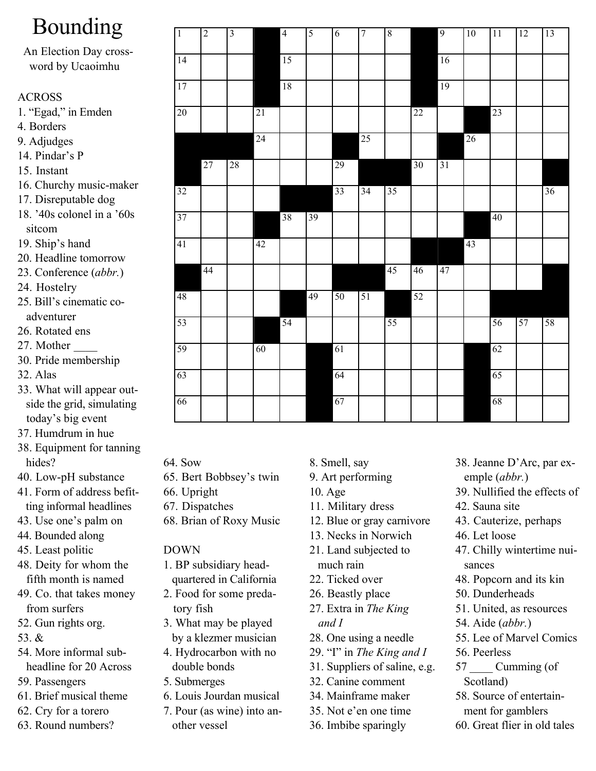# Bounding

An Election Day crossword by Ucaoimhu

## ACROSS

1. "Egad," in Emden
4. Borders
9. Adjudges
14. Pindar's P
15. Instant
16. Churchy music-maker
17. Disreputable dog
18. '40s colonel in a '60s sitcom
19. Ship's hand
20. Headline tomorrow
23. Conference (*abbr.*)
24. Hostelry
25. Bill's cinematic co-adventurer
26. Rotated ens
27. Mother ____
30. Pride membership
32. Alas
33. What will appear outside the grid, simulating today's big event
37. Humdrum in hue
38. Equipment for tanning hides?
40. Low-pH substance
41. Form of address befitting informal headlines
43. Use one's palm on
44. Bounded along
45. Least politic
48. Deity for whom the fifth month is named
49. Co. that takes money from surfers
52. Gun rights org.
53. &
54. More informal subheadline for 20 Across
59. Passengers
61. Brief musical theme
62. Cry for a torero
63. Round numbers?
64. Sow
65. Bert Bobbsey's twin
66. Upright
67. Dispatches
68. Brian of Roxy Music

## DOWN

1. BP subsidiary headquartered in California
2. Food for some predatory fish
3. What may be played by a klezmer musician
4. Hydrocarbon with no double bonds
5. Submerges
6. Louis Jourdan musical
7. Pour (as wine) into another vessel
8. Smell, say
9. Art performing
10. Age
11. Military dress
12. Blue or gray carnivore
13. Necks in Norwich
21. Land subjected to much rain
22. Ticked over
26. Beastly place
27. Extra in *The King and I*
28. One using a needle
29. "I" in *The King and I*
31. Suppliers of saline, e.g.
32. Canine comment
34. Mainframe maker
35. Not e'en one time
36. Imbibe sparingly
38. Jeanne D'Arc, par exemple (*abbr.*)
39. Nullified the effects of
42. Sauna site
43. Cauterize, perhaps
46. Let loose
47. Chilly wintertime nuisances
48. Popcorn and its kin
50. Dunderheads
51. United, as resources
54. Aide (*abbr.*)
55. Lee of Marvel Comics
56. Peerless
57. ____ Cumming (of Scotland)
58. Source of entertainment for gamblers
60. Great flier in old tales